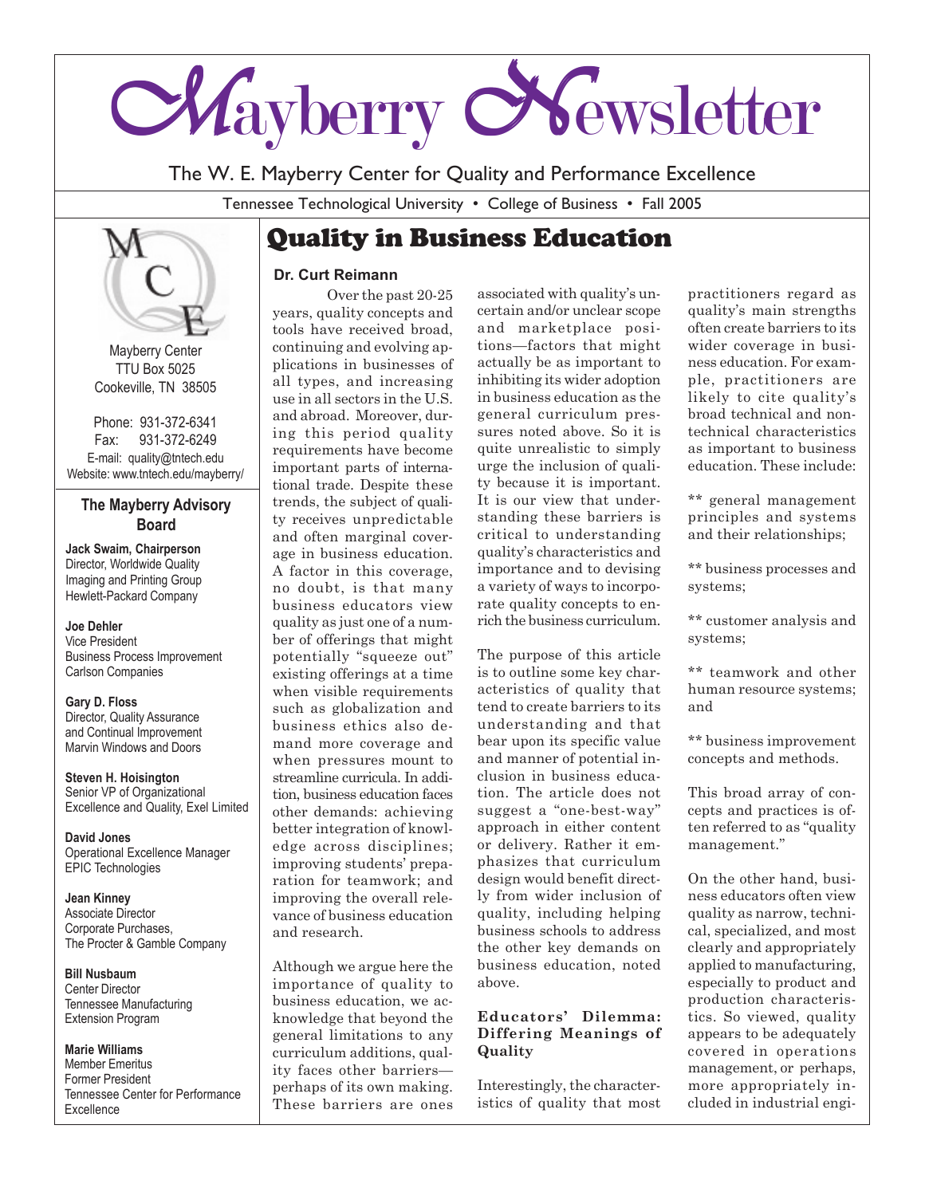# Mayberry Newsletter

The W. E. Mayberry Center for Quality and Performance Excellence

Tennessee Technological University • College of Business • Fall 2005

Mayberry Center
TTU Box 5025
Cookeville, TN 38505

Phone: 931-372-6341
Fax: 931-372-6249
E-mail: quality@tntech.edu
Website: www.tntech.edu/mayberry/

### The Mayberry Advisory Board

**Jack Swaim, Chairperson**
Director, Worldwide Quality
Imaging and Printing Group
Hewlett-Packard Company

**Joe Dehler**
Vice President
Business Process Improvement
Carlson Companies

**Gary D. Floss**
Director, Quality Assurance
and Continual Improvement
Marvin Windows and Doors

**Steven H. Hoisington**
Senior VP of Organizational
Excellence and Quality, Exel Limited

**David Jones**
Operational Excellence Manager
EPIC Technologies

**Jean Kinney**
Associate Director
Corporate Purchases,
The Procter & Gamble Company

**Bill Nusbaum**
Center Director
Tennessee Manufacturing
Extension Program

**Marie Williams**
Member Emeritus
Former President
Tennessee Center for Performance
Excellence

## Quality in Business Education

**Dr. Curt Reimann**

Over the past 20-25 years, quality concepts and tools have received broad, continuing and evolving applications in businesses of all types, and increasing use in all sectors in the U.S. and abroad. Moreover, during this period quality requirements have become important parts of international trade. Despite these trends, the subject of quality receives unpredictable and often marginal coverage in business education. A factor in this coverage, no doubt, is that many business educators view quality as just one of a number of offerings that might potentially "squeeze out" existing offerings at a time when visible requirements such as globalization and business ethics also demand more coverage and when pressures mount to streamline curricula. In addition, business education faces other demands: achieving better integration of knowledge across disciplines; improving students' preparation for teamwork; and improving the overall relevance of business education and research.

Although we argue here the importance of quality to business education, we acknowledge that beyond the general limitations to any curriculum additions, quality faces other barriers—perhaps of its own making. These barriers are ones associated with quality's uncertain and/or unclear scope and marketplace positions—factors that might actually be as important to inhibiting its wider adoption in business education as the general curriculum pressures noted above. So it is quite unrealistic to simply urge the inclusion of quality because it is important. It is our view that understanding these barriers is critical to understanding quality's characteristics and importance and to devising a variety of ways to incorporate quality concepts to enrich the business curriculum.

The purpose of this article is to outline some key characteristics of quality that tend to create barriers to its understanding and that bear upon its specific value and manner of potential inclusion in business education. The article does not suggest a "one-best-way" approach in either content or delivery. Rather it emphasizes that curriculum design would benefit directly from wider inclusion of quality, including helping business schools to address the other key demands on business education, noted above.

### Educators' Dilemma: Differing Meanings of Quality

Interestingly, the characteristics of quality that most practitioners regard as quality's main strengths often create barriers to its wider coverage in business education. For example, practitioners are likely to cite quality's broad technical and nontechnical characteristics as important to business education. These include:

** general management principles and systems and their relationships;

** business processes and systems;

** customer analysis and systems;

** teamwork and other human resource systems; and

** business improvement concepts and methods.

This broad array of concepts and practices is often referred to as "quality management."

On the other hand, business educators often view quality as narrow, technical, specialized, and most clearly and appropriately applied to manufacturing, especially to product and production characteristics. So viewed, quality appears to be adequately covered in operations management, or perhaps, more appropriately included in industrial engi-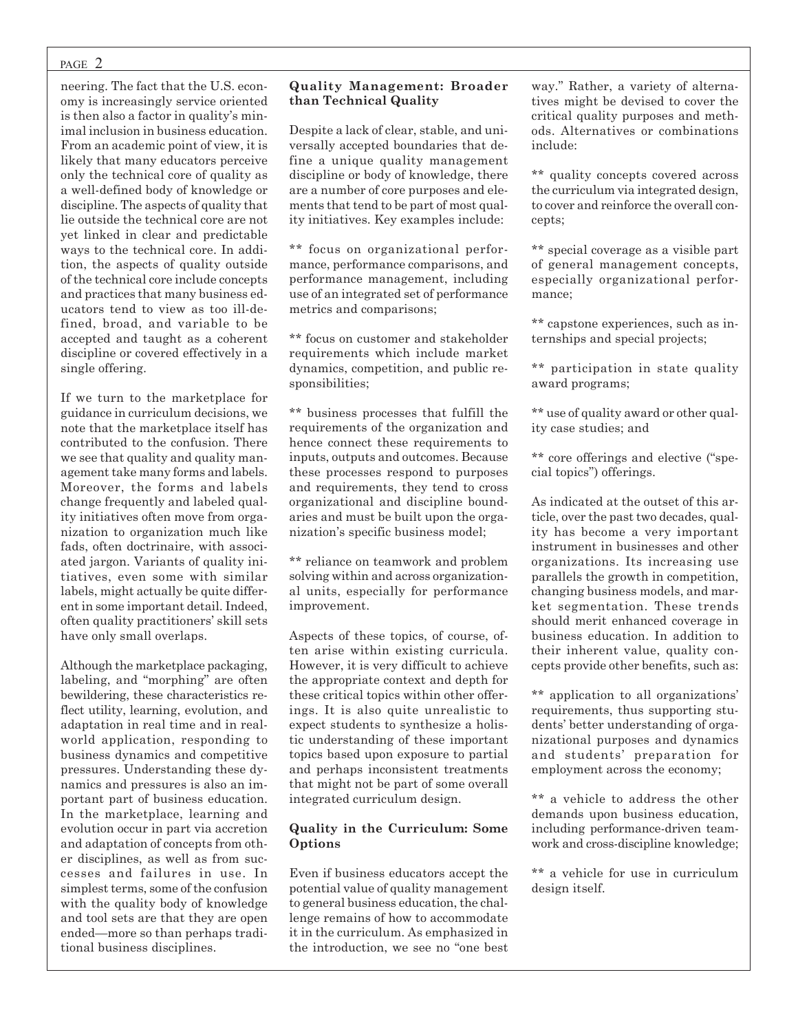neering. The fact that the U.S. economy is increasingly service oriented is then also a factor in quality's minimal inclusion in business education. From an academic point of view, it is likely that many educators perceive only the technical core of quality as a well-defined body of knowledge or discipline. The aspects of quality that lie outside the technical core are not yet linked in clear and predictable ways to the technical core. In addition, the aspects of quality outside of the technical core include concepts and practices that many business educators tend to view as too ill-defined, broad, and variable to be accepted and taught as a coherent discipline or covered effectively in a single offering.

If we turn to the marketplace for guidance in curriculum decisions, we note that the marketplace itself has contributed to the confusion. There we see that quality and quality management take many forms and labels. Moreover, the forms and labels change frequently and labeled quality initiatives often move from organization to organization much like fads, often doctrinaire, with associated jargon. Variants of quality initiatives, even some with similar labels, might actually be quite different in some important detail. Indeed, often quality practitioners' skill sets have only small overlaps.

Although the marketplace packaging, labeling, and "morphing" are often bewildering, these characteristics reflect utility, learning, evolution, and adaptation in real time and in real-world application, responding to business dynamics and competitive pressures. Understanding these dynamics and pressures is also an important part of business education. In the marketplace, learning and evolution occur in part via accretion and adaptation of concepts from other disciplines, as well as from successes and failures in use. In simplest terms, some of the confusion with the quality body of knowledge and tool sets are that they are open ended—more so than perhaps traditional business disciplines.

### Quality Management: Broader than Technical Quality

Despite a lack of clear, stable, and universally accepted boundaries that define a unique quality management discipline or body of knowledge, there are a number of core purposes and elements that tend to be part of most quality initiatives. Key examples include:

** focus on organizational performance, performance comparisons, and performance management, including use of an integrated set of performance metrics and comparisons;

** focus on customer and stakeholder requirements which include market dynamics, competition, and public responsibilities;

** business processes that fulfill the requirements of the organization and hence connect these requirements to inputs, outputs and outcomes. Because these processes respond to purposes and requirements, they tend to cross organizational and discipline boundaries and must be built upon the organization's specific business model;

** reliance on teamwork and problem solving within and across organizational units, especially for performance improvement.

Aspects of these topics, of course, often arise within existing curricula. However, it is very difficult to achieve the appropriate context and depth for these critical topics within other offerings. It is also quite unrealistic to expect students to synthesize a holistic understanding of these important topics based upon exposure to partial and perhaps inconsistent treatments that might not be part of some overall integrated curriculum design.

### Quality in the Curriculum: Some Options

Even if business educators accept the potential value of quality management to general business education, the challenge remains of how to accommodate it in the curriculum. As emphasized in the introduction, we see no "one best way." Rather, a variety of alternatives might be devised to cover the critical quality purposes and methods. Alternatives or combinations include:

** quality concepts covered across the curriculum via integrated design, to cover and reinforce the overall concepts;

** special coverage as a visible part of general management concepts, especially organizational performance;

** capstone experiences, such as internships and special projects;

** participation in state quality award programs;

** use of quality award or other quality case studies; and

** core offerings and elective ("special topics") offerings.

As indicated at the outset of this article, over the past two decades, quality has become a very important instrument in businesses and other organizations. Its increasing use parallels the growth in competition, changing business models, and market segmentation. These trends should merit enhanced coverage in business education. In addition to their inherent value, quality concepts provide other benefits, such as:

** application to all organizations' requirements, thus supporting students' better understanding of organizational purposes and dynamics and students' preparation for employment across the economy;

** a vehicle to address the other demands upon business education, including performance-driven teamwork and cross-discipline knowledge;

** a vehicle for use in curriculum design itself.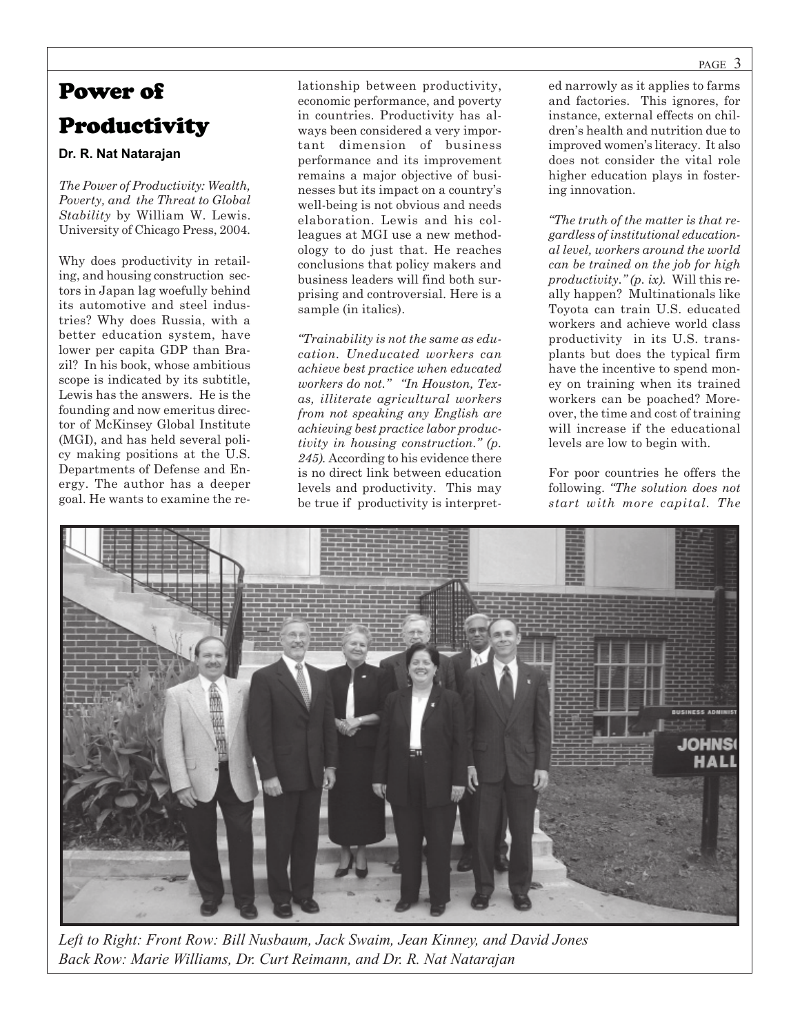# Power of Productivity

**Dr. R. Nat Natarajan**

*The Power of Productivity: Wealth, Poverty, and the Threat to Global Stability* by William W. Lewis. University of Chicago Press, 2004.

Why does productivity in retailing, and housing construction sectors in Japan lag woefully behind its automotive and steel industries? Why does Russia, with a better education system, have lower per capita GDP than Brazil? In his book, whose ambitious scope is indicated by its subtitle, Lewis has the answers. He is the founding and now emeritus director of McKinsey Global Institute (MGI), and has held several policy making positions at the U.S. Departments of Defense and Energy. The author has a deeper goal. He wants to examine the relationship between productivity, economic performance, and poverty in countries. Productivity has always been considered a very important dimension of business performance and its improvement remains a major objective of businesses but its impact on a country's well-being is not obvious and needs elaboration. Lewis and his colleagues at MGI use a new methodology to do just that. He reaches conclusions that policy makers and business leaders will find both surprising and controversial. Here is a sample (in italics).

*"Trainability is not the same as education. Uneducated workers can achieve best practice when educated workers do not." "In Houston, Texas, illiterate agricultural workers from not speaking any English are achieving best practice labor productivity in housing construction." (p. 245)*. According to his evidence there is no direct link between education levels and productivity. This may be true if productivity is interpreted narrowly as it applies to farms and factories. This ignores, for instance, external effects on children's health and nutrition due to improved women's literacy. It also does not consider the vital role higher education plays in fostering innovation.

*"The truth of the matter is that regardless of institutional educational level, workers around the world can be trained on the job for high productivity." (p. ix)*. Will this really happen? Multinationals like Toyota can train U.S. educated workers and achieve world class productivity in its U.S. transplants but does the typical firm have the incentive to spend money on training when its trained workers can be poached? Moreover, the time and cost of training will increase if the educational levels are low to begin with.

For poor countries he offers the following. *"The solution does not start with more capital. The*

*Left to Right: Front Row: Bill Nusbaum, Jack Swaim, Jean Kinney, and David Jones*
*Back Row: Marie Williams, Dr. Curt Reimann, and Dr. R. Nat Natarajan*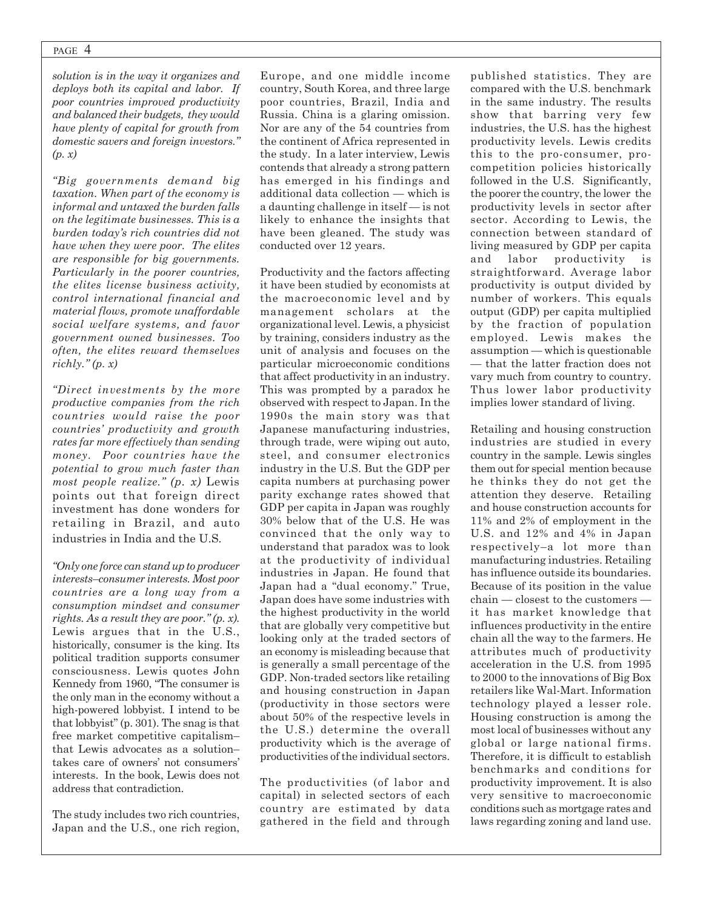*solution is in the way it organizes and deploys both its capital and labor. If poor countries improved productivity and balanced their budgets, they would have plenty of capital for growth from domestic savers and foreign investors." (p. x)*

*"Big governments demand big taxation. When part of the economy is informal and untaxed the burden falls on the legitimate businesses. This is a burden today's rich countries did not have when they were poor. The elites are responsible for big governments. Particularly in the poorer countries, the elites license business activity, control international financial and material flows, promote unaffordable social welfare systems, and favor government owned businesses. Too often, the elites reward themselves richly." (p. x)*

*"Direct investments by the more productive companies from the rich countries would raise the poor countries' productivity and growth rates far more effectively than sending money. Poor countries have the potential to grow much faster than most people realize." (p. x)* Lewis points out that foreign direct investment has done wonders for retailing in Brazil, and auto industries in India and the U.S.

*"Only one force can stand up to producer interests–consumer interests. Most poor countries are a long way from a consumption mindset and consumer rights. As a result they are poor." (p. x).* Lewis argues that in the U.S., historically, consumer is the king. Its political tradition supports consumer consciousness. Lewis quotes John Kennedy from 1960, "The consumer is the only man in the economy without a high-powered lobbyist. I intend to be that lobbyist" (p. 301). The snag is that free market competitive capitalism– that Lewis advocates as a solution– takes care of owners' not consumers' interests. In the book, Lewis does not address that contradiction.

The study includes two rich countries, Japan and the U.S., one rich region, Europe, and one middle income country, South Korea, and three large poor countries, Brazil, India and Russia. China is a glaring omission. Nor are any of the 54 countries from the continent of Africa represented in the study. In a later interview, Lewis contends that already a strong pattern has emerged in his findings and additional data collection — which is a daunting challenge in itself — is not likely to enhance the insights that have been gleaned. The study was conducted over 12 years.

Productivity and the factors affecting it have been studied by economists at the macroeconomic level and by management scholars at the organizational level. Lewis, a physicist by training, considers industry as the unit of analysis and focuses on the particular microeconomic conditions that affect productivity in an industry. This was prompted by a paradox he observed with respect to Japan. In the 1990s the main story was that Japanese manufacturing industries, through trade, were wiping out auto, steel, and consumer electronics industry in the U.S. But the GDP per capita numbers at purchasing power parity exchange rates showed that GDP per capita in Japan was roughly 30% below that of the U.S. He was convinced that the only way to understand that paradox was to look at the productivity of individual industries in Japan. He found that Japan had a "dual economy." True, Japan does have some industries with the highest productivity in the world that are globally very competitive but looking only at the traded sectors of an economy is misleading because that is generally a small percentage of the GDP. Non-traded sectors like retailing and housing construction in Japan (productivity in those sectors were about 50% of the respective levels in the U.S.) determine the overall productivity which is the average of productivities of the individual sectors.

The productivities (of labor and capital) in selected sectors of each country are estimated by data gathered in the field and through published statistics. They are compared with the U.S. benchmark in the same industry. The results show that barring very few industries, the U.S. has the highest productivity levels. Lewis credits this to the pro-consumer, pro-competition policies historically followed in the U.S. Significantly, the poorer the country, the lower the productivity levels in sector after sector. According to Lewis, the connection between standard of living measured by GDP per capita and labor productivity is straightforward. Average labor productivity is output divided by number of workers. This equals output (GDP) per capita multiplied by the fraction of population employed. Lewis makes the assumption — which is questionable — that the latter fraction does not vary much from country to country. Thus lower labor productivity implies lower standard of living.

Retailing and housing construction industries are studied in every country in the sample. Lewis singles them out for special mention because he thinks they do not get the attention they deserve. Retailing and house construction accounts for 11% and 2% of employment in the U.S. and 12% and 4% in Japan respectively–a lot more than manufacturing industries. Retailing has influence outside its boundaries. Because of its position in the value chain — closest to the customers — it has market knowledge that influences productivity in the entire chain all the way to the farmers. He attributes much of productivity acceleration in the U.S. from 1995 to 2000 to the innovations of Big Box retailers like Wal-Mart. Information technology played a lesser role. Housing construction is among the most local of businesses without any global or large national firms. Therefore, it is difficult to establish benchmarks and conditions for productivity improvement. It is also very sensitive to macroeconomic conditions such as mortgage rates and laws regarding zoning and land use.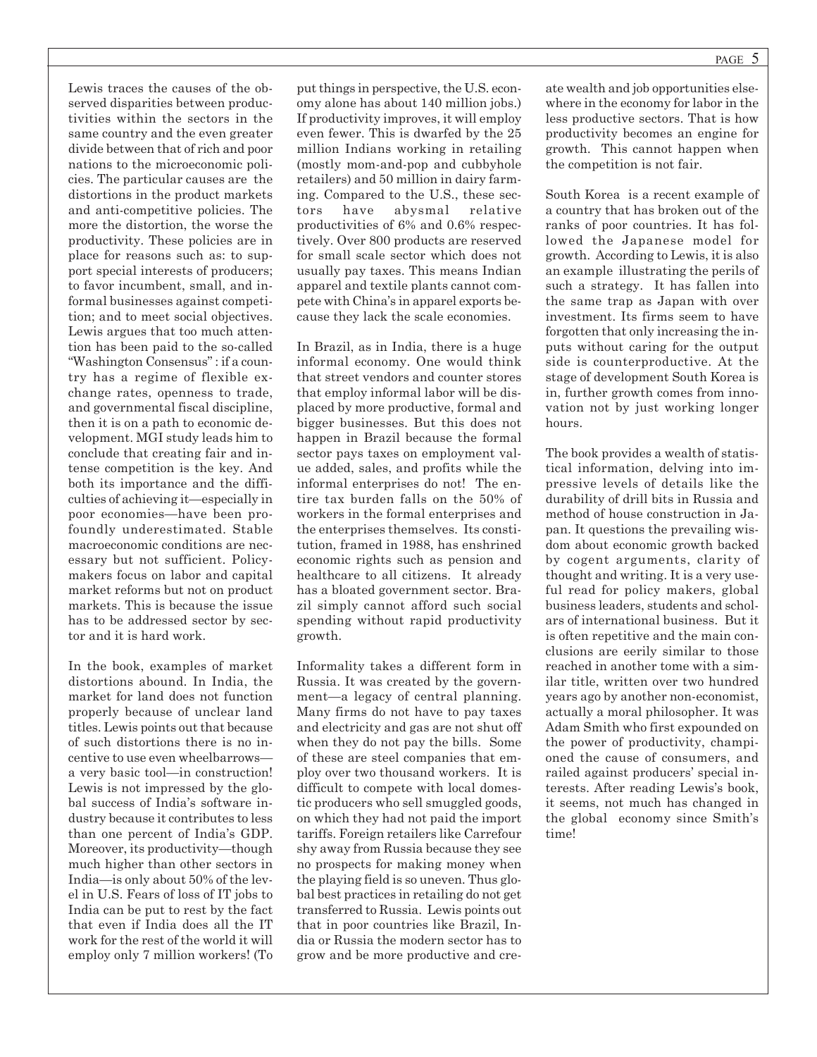Lewis traces the causes of the observed disparities between productivities within the sectors in the same country and the even greater divide between that of rich and poor nations to the microeconomic policies. The particular causes are the distortions in the product markets and anti-competitive policies. The more the distortion, the worse the productivity. These policies are in place for reasons such as: to support special interests of producers; to favor incumbent, small, and informal businesses against competition; and to meet social objectives. Lewis argues that too much attention has been paid to the so-called "Washington Consensus" : if a country has a regime of flexible exchange rates, openness to trade, and governmental fiscal discipline, then it is on a path to economic development. MGI study leads him to conclude that creating fair and intense competition is the key. And both its importance and the difficulties of achieving it—especially in poor economies—have been profoundly underestimated. Stable macroeconomic conditions are necessary but not sufficient. Policymakers focus on labor and capital market reforms but not on product markets. This is because the issue has to be addressed sector by sector and it is hard work.

In the book, examples of market distortions abound. In India, the market for land does not function properly because of unclear land titles. Lewis points out that because of such distortions there is no incentive to use even wheelbarrows—a very basic tool—in construction! Lewis is not impressed by the global success of India's software industry because it contributes to less than one percent of India's GDP. Moreover, its productivity—though much higher than other sectors in India—is only about 50% of the level in U.S. Fears of loss of IT jobs to India can be put to rest by the fact that even if India does all the IT work for the rest of the world it will employ only 7 million workers! (To put things in perspective, the U.S. economy alone has about 140 million jobs.) If productivity improves, it will employ even fewer. This is dwarfed by the 25 million Indians working in retailing (mostly mom-and-pop and cubbyhole retailers) and 50 million in dairy farming. Compared to the U.S., these sectors have abysmal relative productivities of 6% and 0.6% respectively. Over 800 products are reserved for small scale sector which does not usually pay taxes. This means Indian apparel and textile plants cannot compete with China's in apparel exports because they lack the scale economies.

In Brazil, as in India, there is a huge informal economy. One would think that street vendors and counter stores that employ informal labor will be displaced by more productive, formal and bigger businesses. But this does not happen in Brazil because the formal sector pays taxes on employment value added, sales, and profits while the informal enterprises do not! The entire tax burden falls on the 50% of workers in the formal enterprises and the enterprises themselves. Its constitution, framed in 1988, has enshrined economic rights such as pension and healthcare to all citizens. It already has a bloated government sector. Brazil simply cannot afford such social spending without rapid productivity growth.

Informality takes a different form in Russia. It was created by the government—a legacy of central planning. Many firms do not have to pay taxes and electricity and gas are not shut off when they do not pay the bills. Some of these are steel companies that employ over two thousand workers. It is difficult to compete with local domestic producers who sell smuggled goods, on which they had not paid the import tariffs. Foreign retailers like Carrefour shy away from Russia because they see no prospects for making money when the playing field is so uneven. Thus global best practices in retailing do not get transferred to Russia. Lewis points out that in poor countries like Brazil, India or Russia the modern sector has to grow and be more productive and create wealth and job opportunities elsewhere in the economy for labor in the less productive sectors. That is how productivity becomes an engine for growth. This cannot happen when the competition is not fair.

South Korea is a recent example of a country that has broken out of the ranks of poor countries. It has followed the Japanese model for growth. According to Lewis, it is also an example illustrating the perils of such a strategy. It has fallen into the same trap as Japan with over investment. Its firms seem to have forgotten that only increasing the inputs without caring for the output side is counterproductive. At the stage of development South Korea is in, further growth comes from innovation not by just working longer hours.

The book provides a wealth of statistical information, delving into impressive levels of details like the durability of drill bits in Russia and method of house construction in Japan. It questions the prevailing wisdom about economic growth backed by cogent arguments, clarity of thought and writing. It is a very useful read for policy makers, global business leaders, students and scholars of international business. But it is often repetitive and the main conclusions are eerily similar to those reached in another tome with a similar title, written over two hundred years ago by another non-economist, actually a moral philosopher. It was Adam Smith who first expounded on the power of productivity, championed the cause of consumers, and railed against producers' special interests. After reading Lewis's book, it seems, not much has changed in the global economy since Smith's time!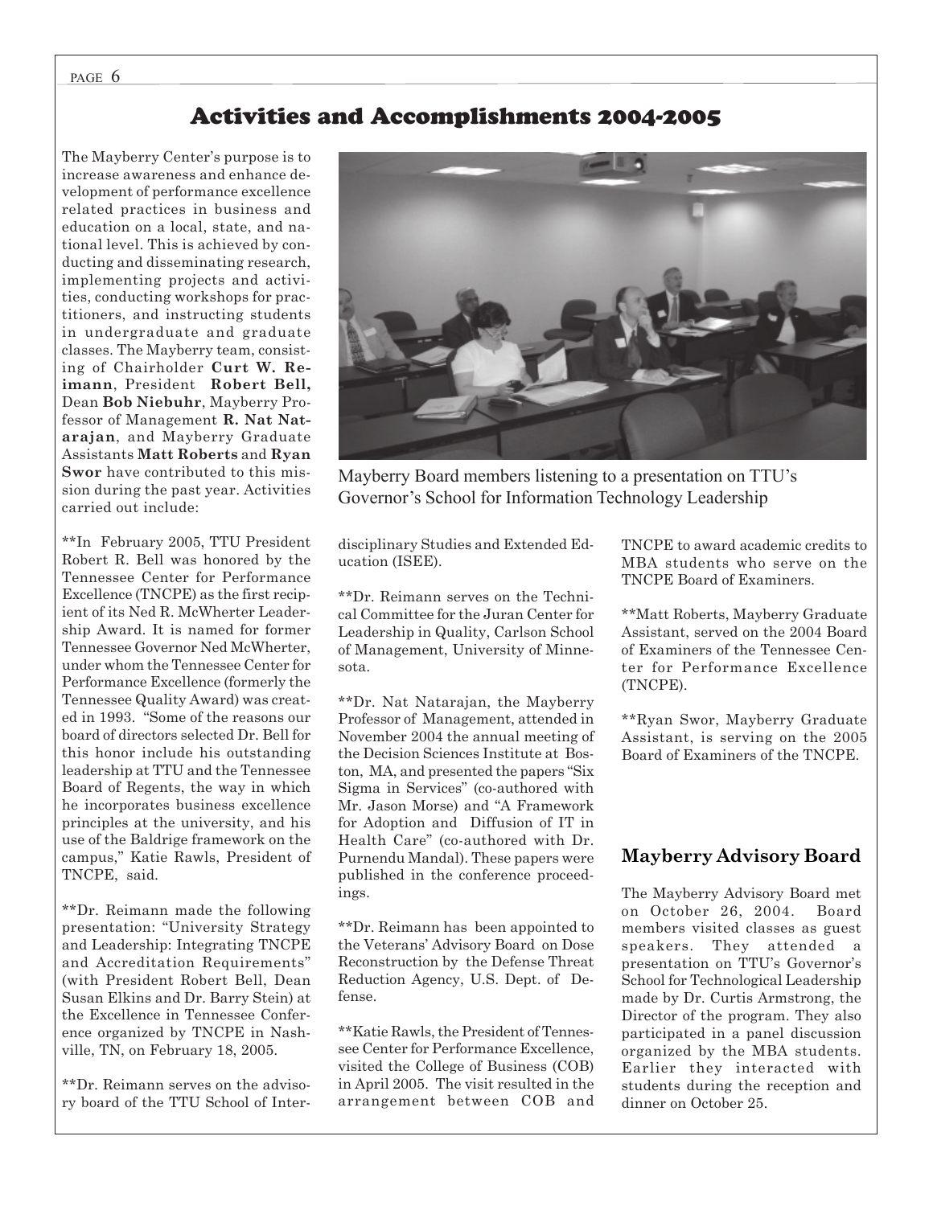## Activities and Accomplishments 2004-2005

The Mayberry Center's purpose is to increase awareness and enhance development of performance excellence related practices in business and education on a local, state, and national level. This is achieved by conducting and disseminating research, implementing projects and activities, conducting workshops for practitioners, and instructing students in undergraduate and graduate classes. The Mayberry team, consisting of Chairholder **Curt W. Reimann**, President **Robert Bell,** Dean **Bob Niebuhr**, Mayberry Professor of Management **R. Nat Natarajan**, and Mayberry Graduate Assistants **Matt Roberts** and **Ryan Swor** have contributed to this mission during the past year. Activities carried out include:

Mayberry Board members listening to a presentation on TTU's Governor's School for Information Technology Leadership

**In February 2005, TTU President Robert R. Bell was honored by the Tennessee Center for Performance Excellence (TNCPE) as the first recipient of its Ned R. McWherter Leadership Award. It is named for former Tennessee Governor Ned McWherter, under whom the Tennessee Center for Performance Excellence (formerly the Tennessee Quality Award) was created in 1993. "Some of the reasons our board of directors selected Dr. Bell for this honor include his outstanding leadership at TTU and the Tennessee Board of Regents, the way in which he incorporates business excellence principles at the university, and his use of the Baldrige framework on the campus," Katie Rawls, President of TNCPE, said.

**Dr. Reimann made the following presentation: "University Strategy and Leadership: Integrating TNCPE and Accreditation Requirements" (with President Robert Bell, Dean Susan Elkins and Dr. Barry Stein) at the Excellence in Tennessee Conference organized by TNCPE in Nashville, TN, on February 18, 2005.

**Dr. Reimann serves on the advisory board of the TTU School of Interdisciplinary Studies and Extended Education (ISEE).

**Dr. Reimann serves on the Technical Committee for the Juran Center for Leadership in Quality, Carlson School of Management, University of Minnesota.

**Dr. Nat Natarajan, the Mayberry Professor of Management, attended in November 2004 the annual meeting of the Decision Sciences Institute at Boston, MA, and presented the papers "Six Sigma in Services" (co-authored with Mr. Jason Morse) and "A Framework for Adoption and Diffusion of IT in Health Care" (co-authored with Dr. Purnendu Mandal). These papers were published in the conference proceedings.

**Dr. Reimann has been appointed to the Veterans' Advisory Board on Dose Reconstruction by the Defense Threat Reduction Agency, U.S. Dept. of Defense.

**Katie Rawls, the President of Tennessee Center for Performance Excellence, visited the College of Business (COB) in April 2005. The visit resulted in the arrangement between COB and TNCPE to award academic credits to MBA students who serve on the TNCPE Board of Examiners.

**Matt Roberts, Mayberry Graduate Assistant, served on the 2004 Board of Examiners of the Tennessee Center for Performance Excellence (TNCPE).

**Ryan Swor, Mayberry Graduate Assistant, is serving on the 2005 Board of Examiners of the TNCPE.

### Mayberry Advisory Board

The Mayberry Advisory Board met on October 26, 2004. Board members visited classes as guest speakers. They attended a presentation on TTU's Governor's School for Technological Leadership made by Dr. Curtis Armstrong, the Director of the program. They also participated in a panel discussion organized by the MBA students. Earlier they interacted with students during the reception and dinner on October 25.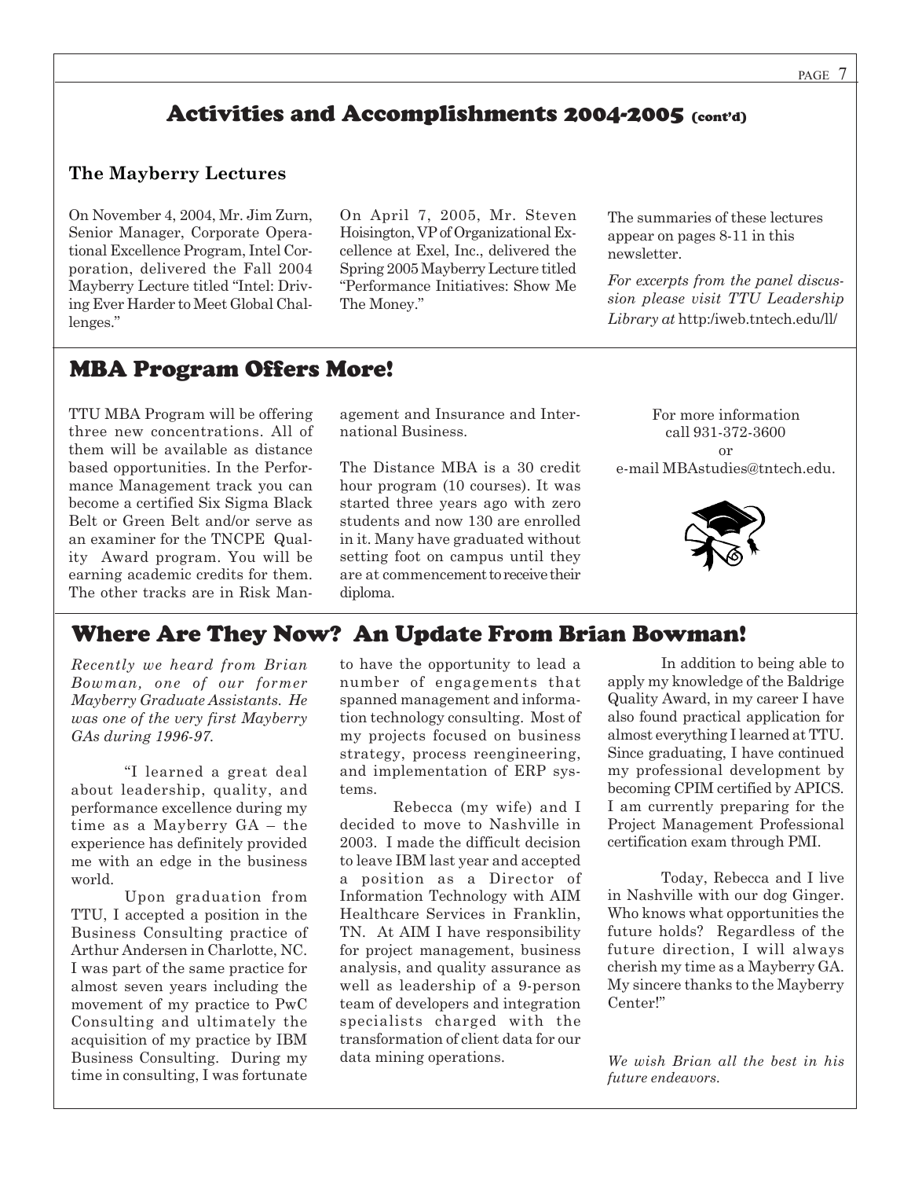## Activities and Accomplishments 2004-2005 (cont'd)

### The Mayberry Lectures

On November 4, 2004, Mr. Jim Zurn, Senior Manager, Corporate Operational Excellence Program, Intel Corporation, delivered the Fall 2004 Mayberry Lecture titled "Intel: Driving Ever Harder to Meet Global Challenges."

On April 7, 2005, Mr. Steven Hoisington, VP of Organizational Excellence at Exel, Inc., delivered the Spring 2005 Mayberry Lecture titled "Performance Initiatives: Show Me The Money."

The summaries of these lectures appear on pages 8-11 in this newsletter.

*For excerpts from the panel discussion please visit TTU Leadership Library at* http:/iweb.tntech.edu/ll/

## MBA Program Offers More!

TTU MBA Program will be offering three new concentrations. All of them will be available as distance based opportunities. In the Performance Management track you can become a certified Six Sigma Black Belt or Green Belt and/or serve as an examiner for the TNCPE Quality Award program. You will be earning academic credits for them. The other tracks are in Risk Management and Insurance and International Business.

The Distance MBA is a 30 credit hour program (10 courses). It was started three years ago with zero students and now 130 are enrolled in it. Many have graduated without setting foot on campus until they are at commencement to receive their diploma.

For more information call 931-372-3600 or e-mail MBAstudies@tntech.edu.

## Where Are They Now? An Update From Brian Bowman!

*Recently we heard from Brian Bowman, one of our former Mayberry Graduate Assistants. He was one of the very first Mayberry GAs during 1996-97.*

"I learned a great deal about leadership, quality, and performance excellence during my time as a Mayberry GA – the experience has definitely provided me with an edge in the business world.

Upon graduation from TTU, I accepted a position in the Business Consulting practice of Arthur Andersen in Charlotte, NC. I was part of the same practice for almost seven years including the movement of my practice to PwC Consulting and ultimately the acquisition of my practice by IBM Business Consulting. During my time in consulting, I was fortunate to have the opportunity to lead a number of engagements that spanned management and information technology consulting. Most of my projects focused on business strategy, process reengineering, and implementation of ERP systems.

Rebecca (my wife) and I decided to move to Nashville in 2003. I made the difficult decision to leave IBM last year and accepted a position as a Director of Information Technology with AIM Healthcare Services in Franklin, TN. At AIM I have responsibility for project management, business analysis, and quality assurance as well as leadership of a 9-person team of developers and integration specialists charged with the transformation of client data for our data mining operations.

In addition to being able to apply my knowledge of the Baldrige Quality Award, in my career I have also found practical application for almost everything I learned at TTU. Since graduating, I have continued my professional development by becoming CPIM certified by APICS. I am currently preparing for the Project Management Professional certification exam through PMI.

Today, Rebecca and I live in Nashville with our dog Ginger. Who knows what opportunities the future holds? Regardless of the future direction, I will always cherish my time as a Mayberry GA. My sincere thanks to the Mayberry Center!"

*We wish Brian all the best in his future endeavors.*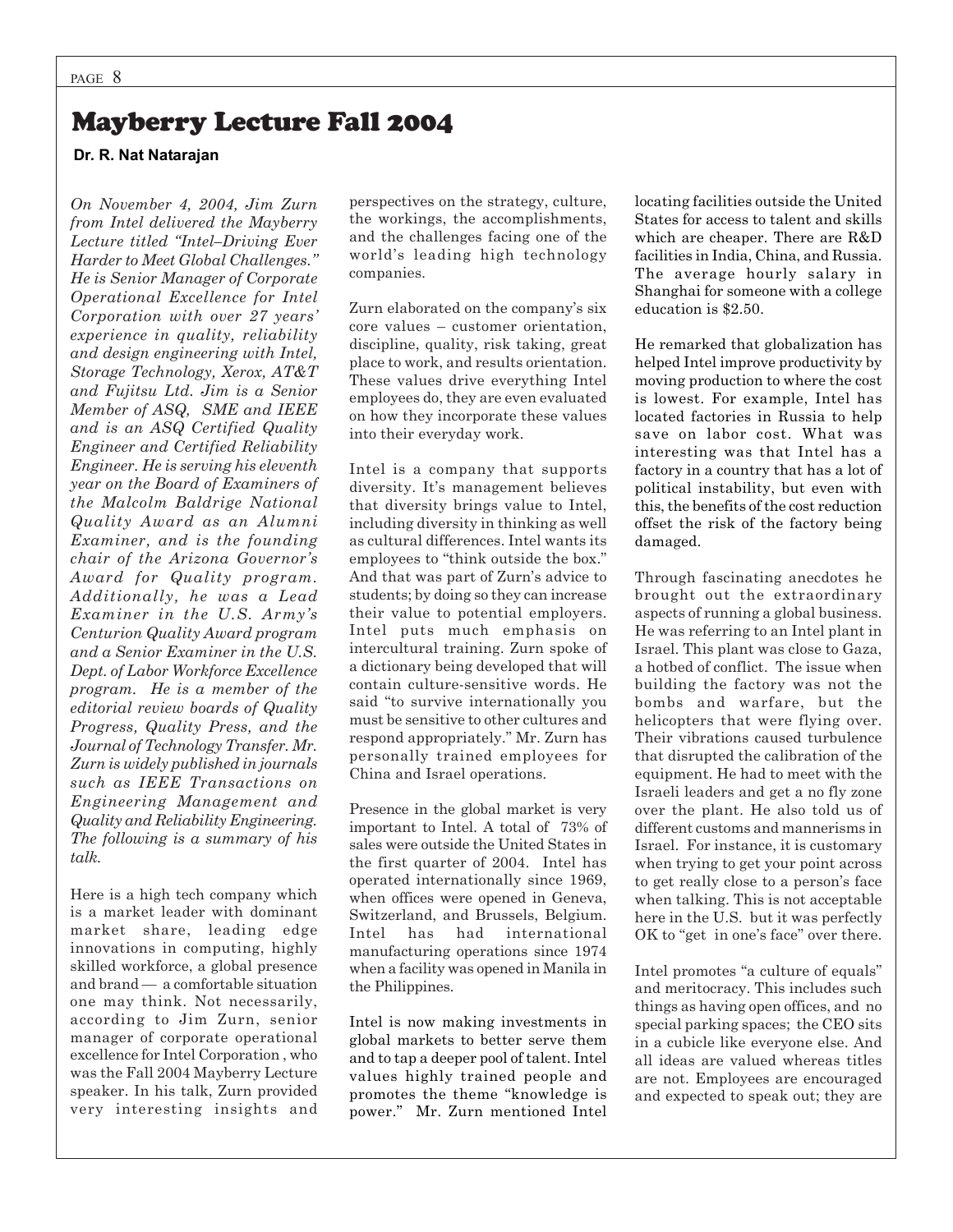# Mayberry Lecture Fall 2004

**Dr. R. Nat Natarajan**

*On November 4, 2004, Jim Zurn from Intel delivered the Mayberry Lecture titled "Intel–Driving Ever Harder to Meet Global Challenges." He is Senior Manager of Corporate Operational Excellence for Intel Corporation with over 27 years' experience in quality, reliability and design engineering with Intel, Storage Technology, Xerox, AT&T and Fujitsu Ltd. Jim is a Senior Member of ASQ, SME and IEEE and is an ASQ Certified Quality Engineer and Certified Reliability Engineer. He is serving his eleventh year on the Board of Examiners of the Malcolm Baldrige National Quality Award as an Alumni Examiner, and is the founding chair of the Arizona Governor's Award for Quality program. Additionally, he was a Lead Examiner in the U.S. Army's Centurion Quality Award program and a Senior Examiner in the U.S. Dept. of Labor Workforce Excellence program. He is a member of the editorial review boards of Quality Progress, Quality Press, and the Journal of Technology Transfer. Mr. Zurn is widely published in journals such as IEEE Transactions on Engineering Management and Quality and Reliability Engineering. The following is a summary of his talk.*

Here is a high tech company which is a market leader with dominant market share, leading edge innovations in computing, highly skilled workforce, a global presence and brand — a comfortable situation one may think. Not necessarily, according to Jim Zurn, senior manager of corporate operational excellence for Intel Corporation , who was the Fall 2004 Mayberry Lecture speaker. In his talk, Zurn provided very interesting insights and perspectives on the strategy, culture, the workings, the accomplishments, and the challenges facing one of the world's leading high technology companies.

Zurn elaborated on the company's six core values – customer orientation, discipline, quality, risk taking, great place to work, and results orientation. These values drive everything Intel employees do, they are even evaluated on how they incorporate these values into their everyday work.

Intel is a company that supports diversity. It's management believes that diversity brings value to Intel, including diversity in thinking as well as cultural differences. Intel wants its employees to "think outside the box." And that was part of Zurn's advice to students; by doing so they can increase their value to potential employers. Intel puts much emphasis on intercultural training. Zurn spoke of a dictionary being developed that will contain culture-sensitive words. He said "to survive internationally you must be sensitive to other cultures and respond appropriately." Mr. Zurn has personally trained employees for China and Israel operations.

Presence in the global market is very important to Intel. A total of 73% of sales were outside the United States in the first quarter of 2004. Intel has operated internationally since 1969, when offices were opened in Geneva, Switzerland, and Brussels, Belgium. Intel has had international manufacturing operations since 1974 when a facility was opened in Manila in the Philippines.

Intel is now making investments in global markets to better serve them and to tap a deeper pool of talent. Intel values highly trained people and promotes the theme "knowledge is power." Mr. Zurn mentioned Intel locating facilities outside the United States for access to talent and skills which are cheaper. There are R&D facilities in India, China, and Russia. The average hourly salary in Shanghai for someone with a college education is $2.50.

He remarked that globalization has helped Intel improve productivity by moving production to where the cost is lowest. For example, Intel has located factories in Russia to help save on labor cost. What was interesting was that Intel has a factory in a country that has a lot of political instability, but even with this, the benefits of the cost reduction offset the risk of the factory being damaged.

Through fascinating anecdotes he brought out the extraordinary aspects of running a global business. He was referring to an Intel plant in Israel. This plant was close to Gaza, a hotbed of conflict. The issue when building the factory was not the bombs and warfare, but the helicopters that were flying over. Their vibrations caused turbulence that disrupted the calibration of the equipment. He had to meet with the Israeli leaders and get a no fly zone over the plant. He also told us of different customs and mannerisms in Israel. For instance, it is customary when trying to get your point across to get really close to a person's face when talking. This is not acceptable here in the U.S. but it was perfectly OK to "get in one's face" over there.

Intel promotes "a culture of equals" and meritocracy. This includes such things as having open offices, and no special parking spaces; the CEO sits in a cubicle like everyone else. And all ideas are valued whereas titles are not. Employees are encouraged and expected to speak out; they are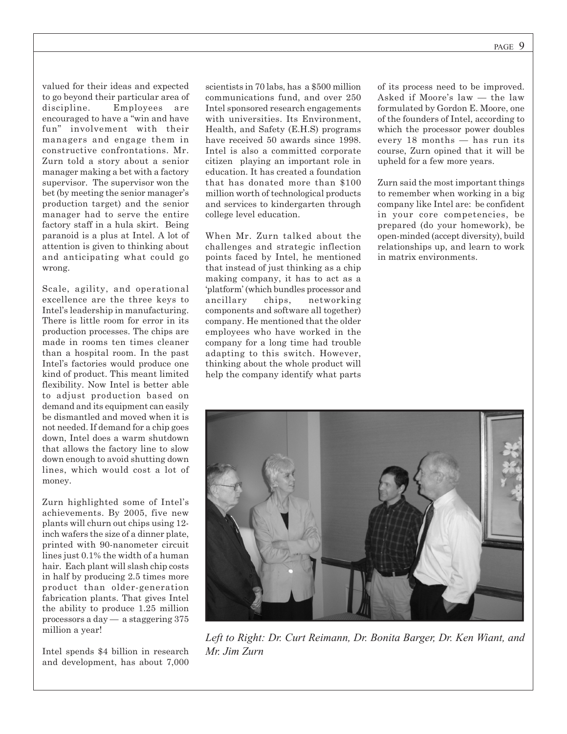valued for their ideas and expected to go beyond their particular area of discipline. Employees are encouraged to have a "win and have fun" involvement with their managers and engage them in constructive confrontations. Mr. Zurn told a story about a senior manager making a bet with a factory supervisor. The supervisor won the bet (by meeting the senior manager's production target) and the senior manager had to serve the entire factory staff in a hula skirt. Being paranoid is a plus at Intel. A lot of attention is given to thinking about and anticipating what could go wrong.

Scale, agility, and operational excellence are the three keys to Intel's leadership in manufacturing. There is little room for error in its production processes. The chips are made in rooms ten times cleaner than a hospital room. In the past Intel's factories would produce one kind of product. This meant limited flexibility. Now Intel is better able to adjust production based on demand and its equipment can easily be dismantled and moved when it is not needed. If demand for a chip goes down, Intel does a warm shutdown that allows the factory line to slow down enough to avoid shutting down lines, which would cost a lot of money.

Zurn highlighted some of Intel's achievements. By 2005, five new plants will churn out chips using 12-inch wafers the size of a dinner plate, printed with 90-nanometer circuit lines just 0.1% the width of a human hair. Each plant will slash chip costs in half by producing 2.5 times more product than older-generation fabrication plants. That gives Intel the ability to produce 1.25 million processors a day — a staggering 375 million a year!

Intel spends $4 billion in research and development, has about 7,000 scientists in 70 labs, has a $500 million communications fund, and over 250 Intel sponsored research engagements with universities. Its Environment, Health, and Safety (E.H.S) programs have received 50 awards since 1998. Intel is also a committed corporate citizen playing an important role in education. It has created a foundation that has donated more than $100 million worth of technological products and services to kindergarten through college level education.

When Mr. Zurn talked about the challenges and strategic inflection points faced by Intel, he mentioned that instead of just thinking as a chip making company, it has to act as a 'platform' (which bundles processor and ancillary chips, networking components and software all together) company. He mentioned that the older employees who have worked in the company for a long time had trouble adapting to this switch. However, thinking about the whole product will help the company identify what parts of its process need to be improved. Asked if Moore's law — the law formulated by Gordon E. Moore, one of the founders of Intel, according to which the processor power doubles every 18 months — has run its course, Zurn opined that it will be upheld for a few more years.

Zurn said the most important things to remember when working in a big company like Intel are: be confident in your core competencies, be prepared (do your homework), be open-minded (accept diversity), build relationships up, and learn to work in matrix environments.

*Left to Right: Dr. Curt Reimann, Dr. Bonita Barger, Dr. Ken Wiant, and Mr. Jim Zurn*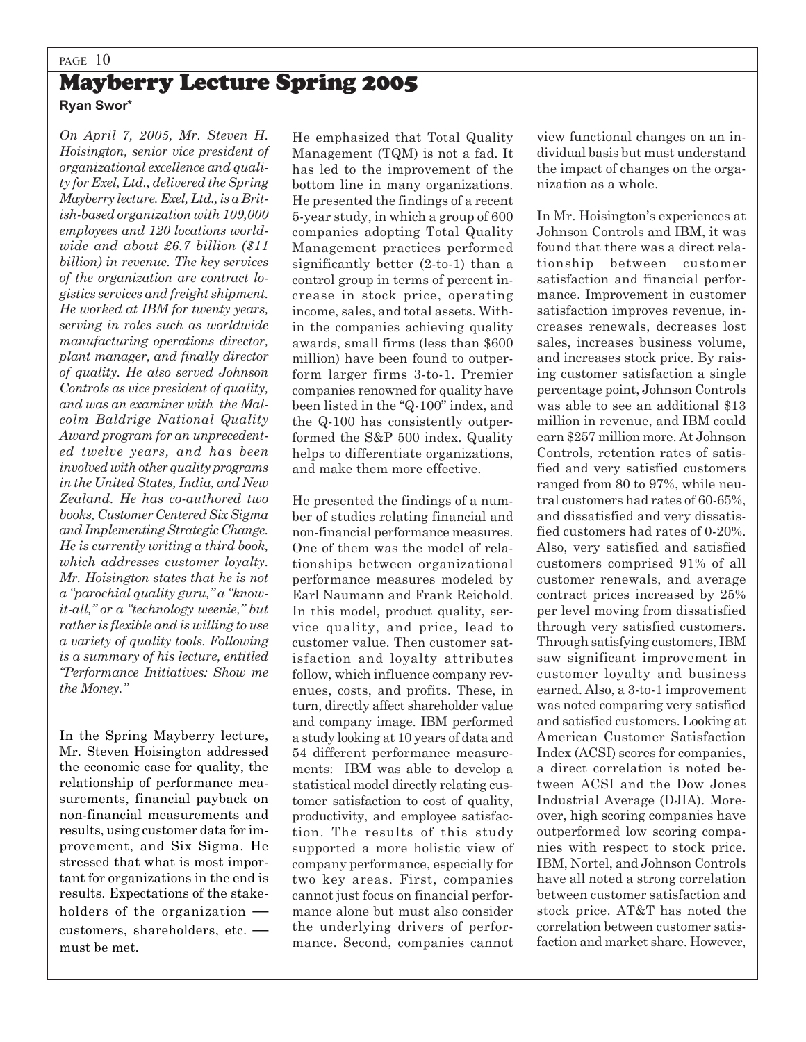# Mayberry Lecture Spring 2005

**Ryan Swor***

*On April 7, 2005, Mr. Steven H. Hoisington, senior vice president of organizational excellence and quality for Exel, Ltd., delivered the Spring Mayberry lecture. Exel, Ltd., is a British-based organization with 109,000 employees and 120 locations worldwide and about £6.7 billion ($11 billion) in revenue. The key services of the organization are contract logistics services and freight shipment. He worked at IBM for twenty years, serving in roles such as worldwide manufacturing operations director, plant manager, and finally director of quality. He also served Johnson Controls as vice president of quality, and was an examiner with the Malcolm Baldrige National Quality Award program for an unprecedented twelve years, and has been involved with other quality programs in the United States, India, and New Zealand. He has co-authored two books, Customer Centered Six Sigma and Implementing Strategic Change. He is currently writing a third book, which addresses customer loyalty. Mr. Hoisington states that he is not a "parochial quality guru," a "know-it-all," or a "technology weenie," but rather is flexible and is willing to use a variety of quality tools. Following is a summary of his lecture, entitled "Performance Initiatives: Show me the Money."*

In the Spring Mayberry lecture, Mr. Steven Hoisington addressed the economic case for quality, the relationship of performance measurements, financial payback on non-financial measurements and results, using customer data for improvement, and Six Sigma. He stressed that what is most important for organizations in the end is results. Expectations of the stakeholders of the organization — customers, shareholders, etc. — must be met.

He emphasized that Total Quality Management (TQM) is not a fad. It has led to the improvement of the bottom line in many organizations. He presented the findings of a recent 5-year study, in which a group of 600 companies adopting Total Quality Management practices performed significantly better (2-to-1) than a control group in terms of percent increase in stock price, operating income, sales, and total assets. Within the companies achieving quality awards, small firms (less than $600 million) have been found to outperform larger firms 3-to-1. Premier companies renowned for quality have been listed in the "Q-100" index, and the Q-100 has consistently outperformed the S&P 500 index. Quality helps to differentiate organizations, and make them more effective.

He presented the findings of a number of studies relating financial and non-financial performance measures. One of them was the model of relationships between organizational performance measures modeled by Earl Naumann and Frank Reichold. In this model, product quality, service quality, and price, lead to customer value. Then customer satisfaction and loyalty attributes follow, which influence company revenues, costs, and profits. These, in turn, directly affect shareholder value and company image. IBM performed a study looking at 10 years of data and 54 different performance measurements: IBM was able to develop a statistical model directly relating customer satisfaction to cost of quality, productivity, and employee satisfaction. The results of this study supported a more holistic view of company performance, especially for two key areas. First, companies cannot just focus on financial performance alone but must also consider the underlying drivers of performance. Second, companies cannot view functional changes on an individual basis but must understand the impact of changes on the organization as a whole.

In Mr. Hoisington's experiences at Johnson Controls and IBM, it was found that there was a direct relationship between customer satisfaction and financial performance. Improvement in customer satisfaction improves revenue, increases renewals, decreases lost sales, increases business volume, and increases stock price. By raising customer satisfaction a single percentage point, Johnson Controls was able to see an additional $13 million in revenue, and IBM could earn $257 million more. At Johnson Controls, retention rates of satisfied and very satisfied customers ranged from 80 to 97%, while neutral customers had rates of 60-65%, and dissatisfied and very dissatisfied customers had rates of 0-20%. Also, very satisfied and satisfied customers comprised 91% of all customer renewals, and average contract prices increased by 25% per level moving from dissatisfied through very satisfied customers. Through satisfying customers, IBM saw significant improvement in customer loyalty and business earned. Also, a 3-to-1 improvement was noted comparing very satisfied and satisfied customers. Looking at American Customer Satisfaction Index (ACSI) scores for companies, a direct correlation is noted between ACSI and the Dow Jones Industrial Average (DJIA). Moreover, high scoring companies have outperformed low scoring companies with respect to stock price. IBM, Nortel, and Johnson Controls have all noted a strong correlation between customer satisfaction and stock price. AT&T has noted the correlation between customer satisfaction and market share. However,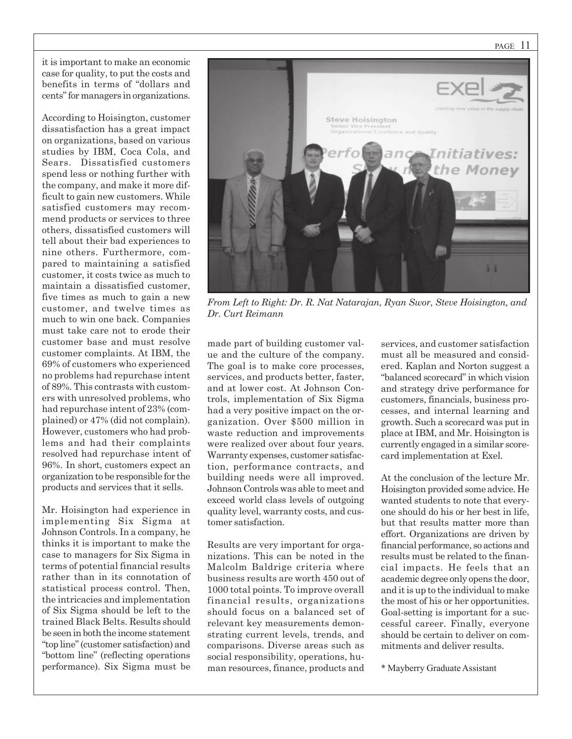it is important to make an economic case for quality, to put the costs and benefits in terms of "dollars and cents" for managers in organizations.

According to Hoisington, customer dissatisfaction has a great impact on organizations, based on various studies by IBM, Coca Cola, and Sears. Dissatisfied customers spend less or nothing further with the company, and make it more difficult to gain new customers. While satisfied customers may recommend products or services to three others, dissatisfied customers will tell about their bad experiences to nine others. Furthermore, compared to maintaining a satisfied customer, it costs twice as much to maintain a dissatisfied customer, five times as much to gain a new customer, and twelve times as much to win one back. Companies must take care not to erode their customer base and must resolve customer complaints. At IBM, the 69% of customers who experienced no problems had repurchase intent of 89%. This contrasts with customers with unresolved problems, who had repurchase intent of 23% (complained) or 47% (did not complain). However, customers who had problems and had their complaints resolved had repurchase intent of 96%. In short, customers expect an organization to be responsible for the products and services that it sells.

Mr. Hoisington had experience in implementing Six Sigma at Johnson Controls. In a company, he thinks it is important to make the case to managers for Six Sigma in terms of potential financial results rather than in its connotation of statistical process control. Then, the intricacies and implementation of Six Sigma should be left to the trained Black Belts. Results should be seen in both the income statement "top line" (customer satisfaction) and "bottom line" (reflecting operations performance). Six Sigma must be made part of building customer value and the culture of the company. The goal is to make core processes, services, and products better, faster, and at lower cost. At Johnson Controls, implementation of Six Sigma had a very positive impact on the organization. Over $500 million in waste reduction and improvements were realized over about four years. Warranty expenses, customer satisfaction, performance contracts, and building needs were all improved. Johnson Controls was able to meet and exceed world class levels of outgoing quality level, warranty costs, and customer satisfaction.

*From Left to Right: Dr. R. Nat Natarajan, Ryan Swor, Steve Hoisington, and Dr. Curt Reimann*

Results are very important for organizations. This can be noted in the Malcolm Baldrige criteria where business results are worth 450 out of 1000 total points. To improve overall financial results, organizations should focus on a balanced set of relevant key measurements demonstrating current levels, trends, and comparisons. Diverse areas such as social responsibility, operations, human resources, finance, products and services, and customer satisfaction must all be measured and considered. Kaplan and Norton suggest a "balanced scorecard" in which vision and strategy drive performance for customers, financials, business processes, and internal learning and growth. Such a scorecard was put in place at IBM, and Mr. Hoisington is currently engaged in a similar scorecard implementation at Exel.

At the conclusion of the lecture Mr. Hoisington provided some advice. He wanted students to note that everyone should do his or her best in life, but that results matter more than effort. Organizations are driven by financial performance, so actions and results must be related to the financial impacts. He feels that an academic degree only opens the door, and it is up to the individual to make the most of his or her opportunities. Goal-setting is important for a successful career. Finally, everyone should be certain to deliver on commitments and deliver results.

* Mayberry Graduate Assistant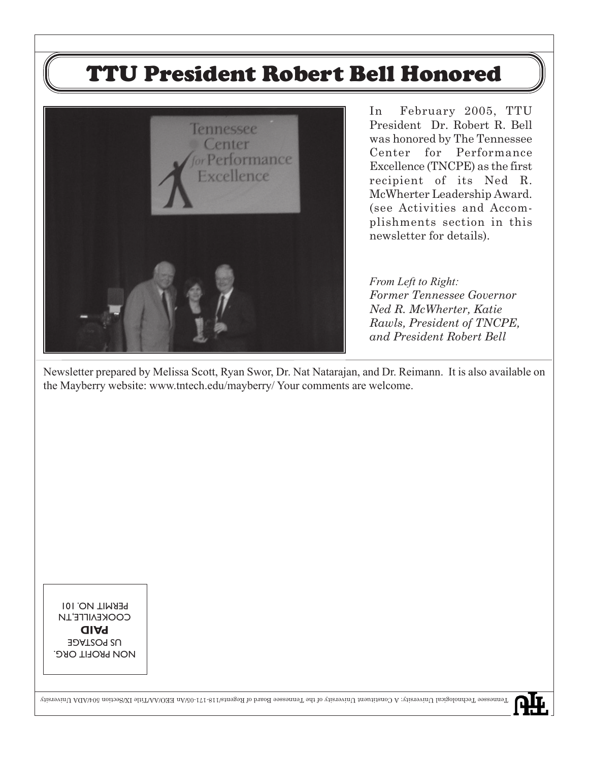# TTU President Robert Bell Honored

In February 2005, TTU President Dr. Robert R. Bell was honored by The Tennessee Center for Performance Excellence (TNCPE) as the first recipient of its Ned R. McWherter Leadership Award. (see Activities and Accomplishments section in this newsletter for details).

*From Left to Right: Former Tennessee Governor Ned R. McWherter, Katie Rawls, President of TNCPE, and President Robert Bell*

Newsletter prepared by Melissa Scott, Ryan Swor, Dr. Nat Natarajan, and Dr. Reimann. It is also available on the Mayberry website: www.tntech.edu/mayberry/ Your comments are welcome.

NON PROFIT ORG.
US POSTAGE
**PAID**
COOKEVILLE,TN
PERMIT NO. 101

Tennessee Technological University: A Constituent University of the Tennessee Board of Regents/118-171-05/An EEO/AA/Title IX/Section 504/ADA University